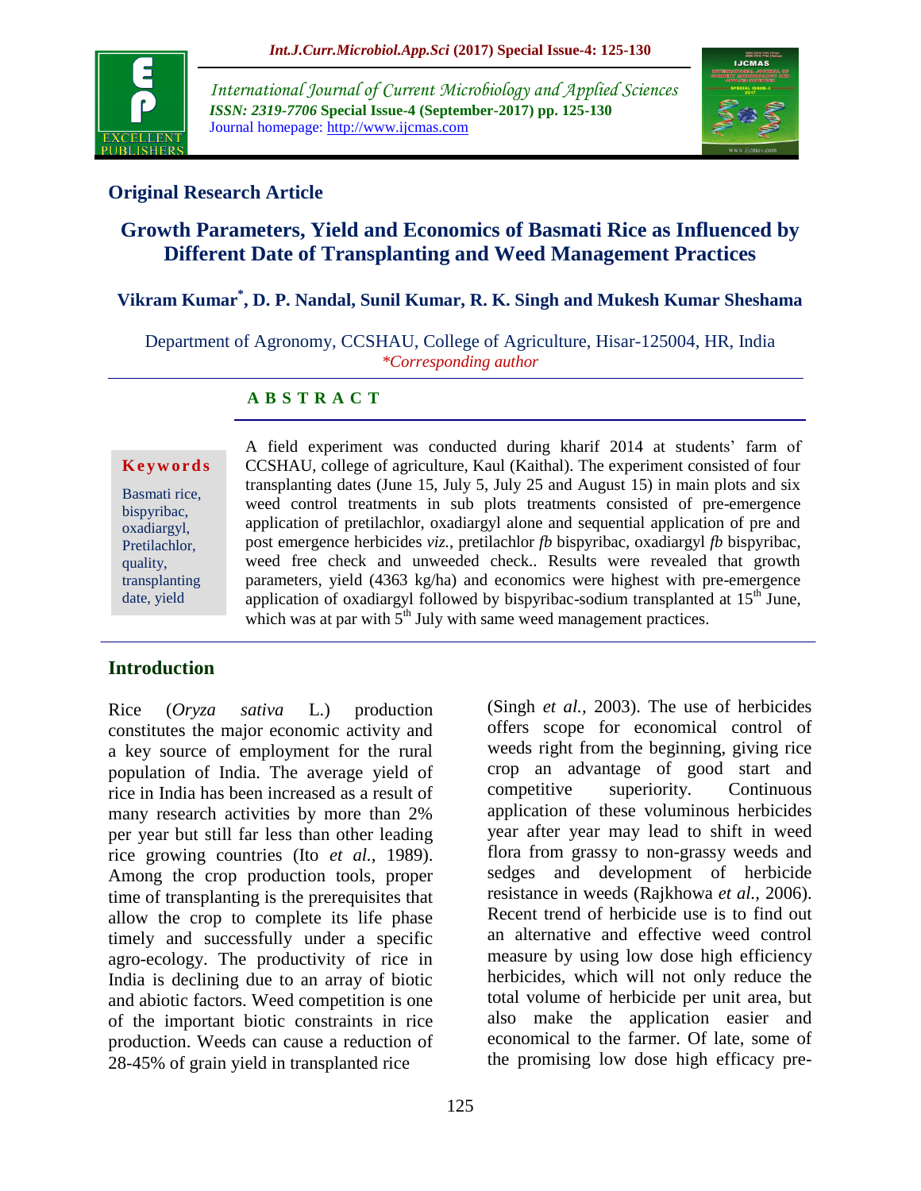## Original Research Article

# Growth Parameters, Yield and Economics of Basmati Rice as Influenced by Different Date of Transplanting and Weed Management Practices

**Vikram Kumar*, D. P. Nandal, Sunil Kumar, R. K. Singh and Mukesh Kumar Sheshama**

Department of Agronomy, CCSHAU, College of Agriculture, Hisar-125004, HR, India

*\*Corresponding author*

**A B S T R A C T**

**Keywords**

Basmati rice, bispyribac, oxadiargyl, Pretilachlor, quality, transplanting date, yield

A field experiment was conducted during kharif 2014 at students' farm of CCSHAU, college of agriculture, Kaul (Kaithal). The experiment consisted of four transplanting dates (June 15, July 5, July 25 and August 15) in main plots and six weed control treatments in sub plots treatments consisted of pre-emergence application of pretilachlor, oxadiargyl alone and sequential application of pre and post emergence herbicides *viz.*, pretilachlor *fb* bispyribac, oxadiargyl *fb* bispyribac, weed free check and unweeded check.. Results were revealed that growth parameters, yield (4363 kg/ha) and economics were highest with pre-emergence application of oxadiargyl followed by bispyribac-sodium transplanted at 15$^{th}$ June, which was at par with 5$^{th}$ July with same weed management practices.

## Introduction

Rice (*Oryza sativa* L.) production constitutes the major economic activity and a key source of employment for the rural population of India. The average yield of rice in India has been increased as a result of many research activities by more than 2% per year but still far less than other leading rice growing countries (Ito *et al.,* 1989). Among the crop production tools, proper time of transplanting is the prerequisites that allow the crop to complete its life phase timely and successfully under a specific agro-ecology. The productivity of rice in India is declining due to an array of biotic and abiotic factors. Weed competition is one of the important biotic constraints in rice production. Weeds can cause a reduction of 28-45% of grain yield in transplanted rice (Singh *et al.,* 2003). The use of herbicides offers scope for economical control of weeds right from the beginning, giving rice crop an advantage of good start and competitive superiority. Continuous application of these voluminous herbicides year after year may lead to shift in weed flora from grassy to non-grassy weeds and sedges and development of herbicide resistance in weeds (Rajkhowa *et al.,* 2006). Recent trend of herbicide use is to find out an alternative and effective weed control measure by using low dose high efficiency herbicides, which will not only reduce the total volume of herbicide per unit area, but also make the application easier and economical to the farmer. Of late, some of the promising low dose high efficacy pre-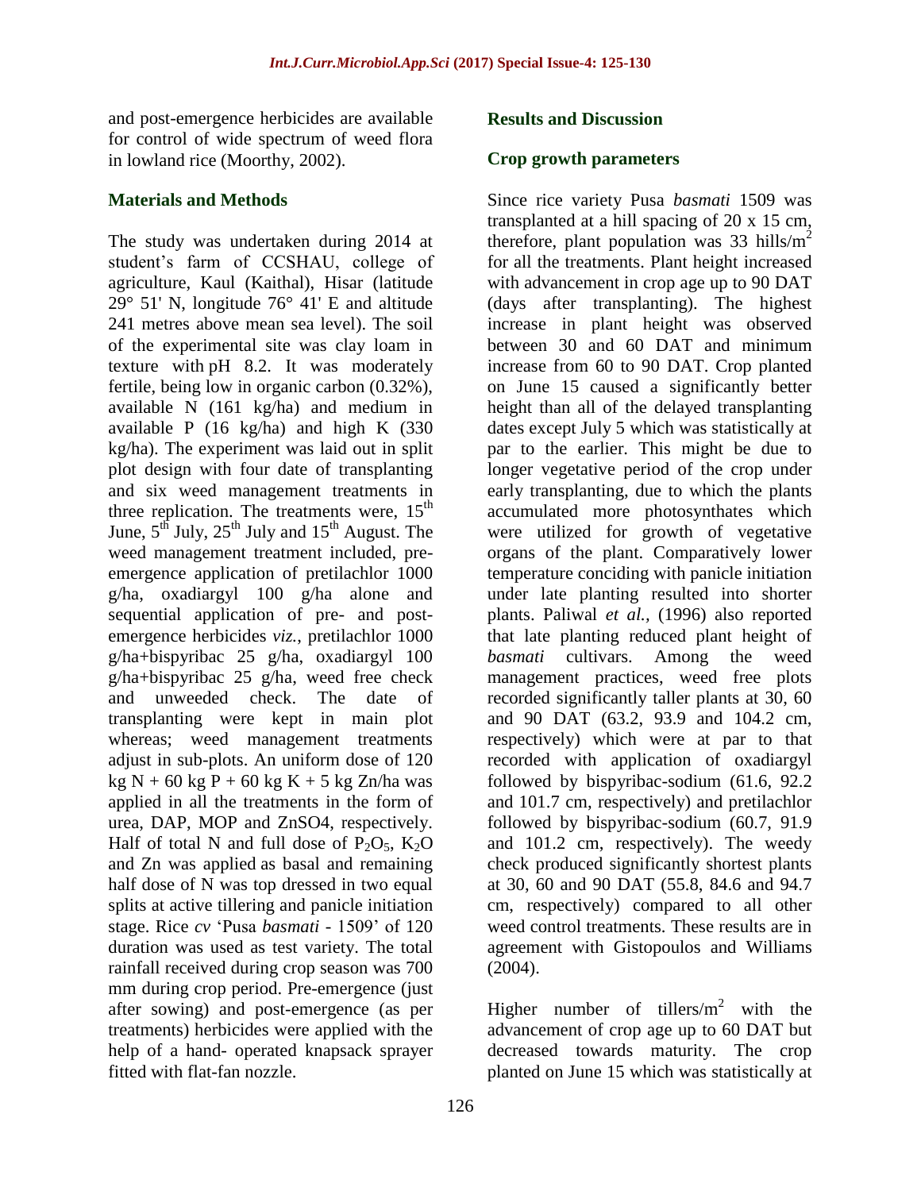and post-emergence herbicides are available for control of wide spectrum of weed flora in lowland rice (Moorthy, 2002).

## Materials and Methods

The study was undertaken during 2014 at student's farm of CCSHAU, college of agriculture, Kaul (Kaithal), Hisar (latitude 29° 51' N, longitude 76° 41' E and altitude 241 metres above mean sea level). The soil of the experimental site was clay loam in texture with pH 8.2. It was moderately fertile, being low in organic carbon (0.32%), available N (161 kg/ha) and medium in available P (16 kg/ha) and high K (330 kg/ha). The experiment was laid out in split plot design with four date of transplanting and six weed management treatments in three replication. The treatments were, 15[th] June, 5[th] July, 25[th] July and 15[th] August. The weed management treatment included, pre-emergence application of pretilachlor 1000 g/ha, oxadiargyl 100 g/ha alone and sequential application of pre- and post-emergence herbicides *viz.*, pretilachlor 1000 g/ha+bispyribac 25 g/ha, oxadiargyl 100 g/ha+bispyribac 25 g/ha, weed free check and unweeded check. The date of transplanting were kept in main plot whereas; weed management treatments adjust in sub-plots. An uniform dose of 120 kg N + 60 kg P + 60 kg K + 5 kg Zn/ha was applied in all the treatments in the form of urea, DAP, MOP and ZnSO4, respectively. Half of total N and full dose of $P_2O_5$, $K_2O$ and Zn was applied as basal and remaining half dose of N was top dressed in two equal splits at active tillering and panicle initiation stage. Rice *cv* 'Pusa *basmati* - 1509' of 120 duration was used as test variety. The total rainfall received during crop season was 700 mm during crop period. Pre-emergence (just after sowing) and post-emergence (as per treatments) herbicides were applied with the help of a hand- operated knapsack sprayer fitted with flat-fan nozzle.

## Results and Discussion

### Crop growth parameters

Since rice variety Pusa *basmati* 1509 was transplanted at a hill spacing of 20 x 15 cm, therefore, plant population was 33 hills/m$^2$ for all the treatments. Plant height increased with advancement in crop age up to 90 DAT (days after transplanting). The highest increase in plant height was observed between 30 and 60 DAT and minimum increase from 60 to 90 DAT. Crop planted on June 15 caused a significantly better height than all of the delayed transplanting dates except July 5 which was statistically at par to the earlier. This might be due to longer vegetative period of the crop under early transplanting, due to which the plants accumulated more photosynthates which were utilized for growth of vegetative organs of the plant. Comparatively lower temperature conciding with panicle initiation under late planting resulted into shorter plants. Paliwal *et al.,* (1996) also reported that late planting reduced plant height of *basmati* cultivars. Among the weed management practices, weed free plots recorded significantly taller plants at 30, 60 and 90 DAT (63.2, 93.9 and 104.2 cm, respectively) which were at par to that recorded with application of oxadiargyl followed by bispyribac-sodium (61.6, 92.2 and 101.7 cm, respectively) and pretilachlor followed by bispyribac-sodium (60.7, 91.9 and 101.2 cm, respectively). The weedy check produced significantly shortest plants at 30, 60 and 90 DAT (55.8, 84.6 and 94.7 cm, respectively) compared to all other weed control treatments. These results are in agreement with Gistopoulos and Williams (2004).

Higher number of tillers/m$^2$ with the advancement of crop age up to 60 DAT but decreased towards maturity. The crop planted on June 15 which was statistically at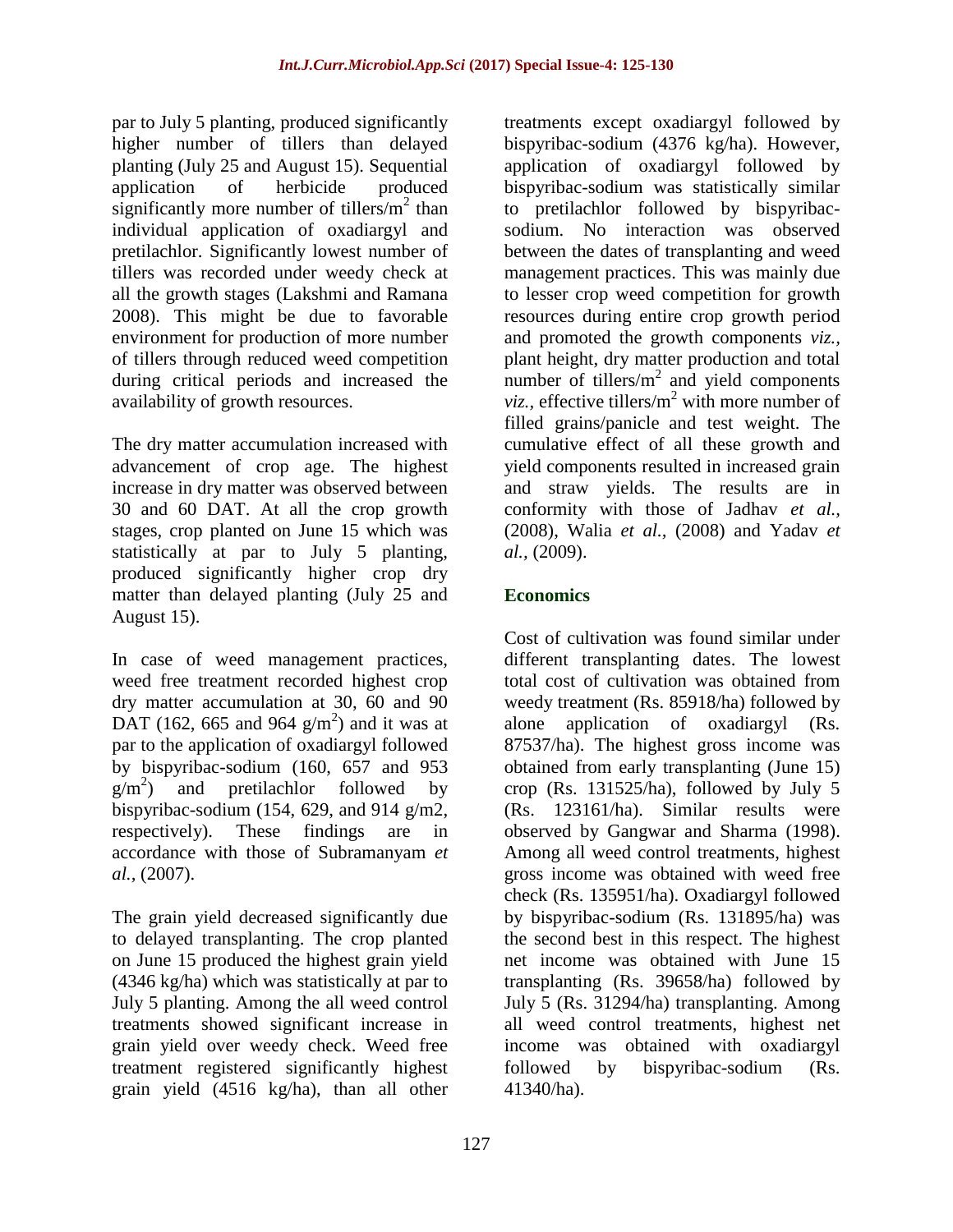par to July 5 planting, produced significantly higher number of tillers than delayed planting (July 25 and August 15). Sequential application of herbicide produced significantly more number of tillers/m$^2$ than individual application of oxadiargyl and pretilachlor. Significantly lowest number of tillers was recorded under weedy check at all the growth stages (Lakshmi and Ramana 2008). This might be due to favorable environment for production of more number of tillers through reduced weed competition during critical periods and increased the availability of growth resources.

The dry matter accumulation increased with advancement of crop age. The highest increase in dry matter was observed between 30 and 60 DAT. At all the crop growth stages, crop planted on June 15 which was statistically at par to July 5 planting, produced significantly higher crop dry matter than delayed planting (July 25 and August 15).

In case of weed management practices, weed free treatment recorded highest crop dry matter accumulation at 30, 60 and 90 DAT (162, 665 and 964 g/m$^2$) and it was at par to the application of oxadiargyl followed by bispyribac-sodium (160, 657 and 953 g/m$^2$) and pretilachlor followed by bispyribac-sodium (154, 629, and 914 g/m2, respectively). These findings are in accordance with those of Subramanyam *et al.*, (2007).

The grain yield decreased significantly due to delayed transplanting. The crop planted on June 15 produced the highest grain yield (4346 kg/ha) which was statistically at par to July 5 planting. Among the all weed control treatments showed significant increase in grain yield over weedy check. Weed free treatment registered significantly highest grain yield (4516 kg/ha), than all other treatments except oxadiargyl followed by bispyribac-sodium (4376 kg/ha). However, application of oxadiargyl followed by bispyribac-sodium was statistically similar to pretilachlor followed by bispyribac-sodium. No interaction was observed between the dates of transplanting and weed management practices. This was mainly due to lesser crop weed competition for growth resources during entire crop growth period and promoted the growth components *viz.*, plant height, dry matter production and total number of tillers/m$^2$ and yield components *viz.*, effective tillers/m$^2$ with more number of filled grains/panicle and test weight. The cumulative effect of all these growth and yield components resulted in increased grain and straw yields. The results are in conformity with those of Jadhav *et al.*, (2008), Walia *et al.*, (2008) and Yadav *et al.*, (2009).

## Economics

Cost of cultivation was found similar under different transplanting dates. The lowest total cost of cultivation was obtained from weedy treatment (Rs. 85918/ha) followed by alone application of oxadiargyl (Rs. 87537/ha). The highest gross income was obtained from early transplanting (June 15) crop (Rs. 131525/ha), followed by July 5 (Rs. 123161/ha). Similar results were observed by Gangwar and Sharma (1998). Among all weed control treatments, highest gross income was obtained with weed free check (Rs. 135951/ha). Oxadiargyl followed by bispyribac-sodium (Rs. 131895/ha) was the second best in this respect. The highest net income was obtained with June 15 transplanting (Rs. 39658/ha) followed by July 5 (Rs. 31294/ha) transplanting. Among all weed control treatments, highest net income was obtained with oxadiargyl followed by bispyribac-sodium (Rs. 41340/ha).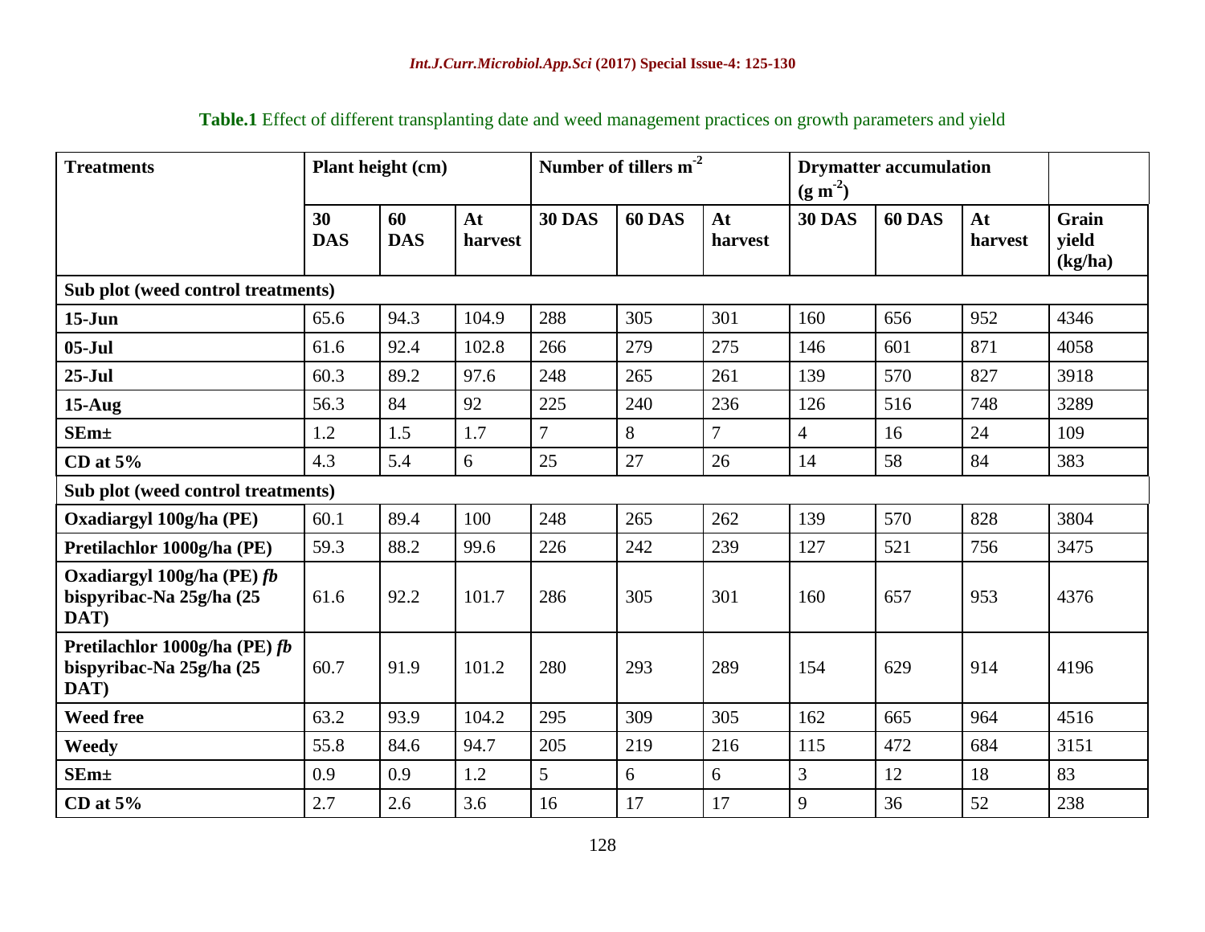**Table.1** Effect of different transplanting date and weed management practices on growth parameters and yield

| Treatments | Plant height (cm) | | | Number of tillers $m^{-2}$ | | | Drymatter accumulation ($g\ m^{-2}$) | | | |
|---|---|---|---|---|---|---|---|---|---|---|
| | 30 DAS | 60 DAS | At harvest | 30 DAS | 60 DAS | At harvest | 30 DAS | 60 DAS | At harvest | Grain yield (kg/ha) |
| **Sub plot (weed control treatments)** | | | | | | | | | | |
| **15-Jun** | 65.6 | 94.3 | 104.9 | 288 | 305 | 301 | 160 | 656 | 952 | 4346 |
| **05-Jul** | 61.6 | 92.4 | 102.8 | 266 | 279 | 275 | 146 | 601 | 871 | 4058 |
| **25-Jul** | 60.3 | 89.2 | 97.6 | 248 | 265 | 261 | 139 | 570 | 827 | 3918 |
| **15-Aug** | 56.3 | 84 | 92 | 225 | 240 | 236 | 126 | 516 | 748 | 3289 |
| **SEm±** | 1.2 | 1.5 | 1.7 | 7 | 8 | 7 | 4 | 16 | 24 | 109 |
| **CD at 5%** | 4.3 | 5.4 | 6 | 25 | 27 | 26 | 14 | 58 | 84 | 383 |
| **Sub plot (weed control treatments)** | | | | | | | | | | |
| **Oxadiargyl 100g/ha (PE)** | 60.1 | 89.4 | 100 | 248 | 265 | 262 | 139 | 570 | 828 | 3804 |
| **Pretilachlor 1000g/ha (PE)** | 59.3 | 88.2 | 99.6 | 226 | 242 | 239 | 127 | 521 | 756 | 3475 |
| **Oxadiargyl 100g/ha (PE) *fb* bispyribac-Na 25g/ha (25 DAT)** | 61.6 | 92.2 | 101.7 | 286 | 305 | 301 | 160 | 657 | 953 | 4376 |
| **Pretilachlor 1000g/ha (PE) *fb* bispyribac-Na 25g/ha (25 DAT)** | 60.7 | 91.9 | 101.2 | 280 | 293 | 289 | 154 | 629 | 914 | 4196 |
| **Weed free** | 63.2 | 93.9 | 104.2 | 295 | 309 | 305 | 162 | 665 | 964 | 4516 |
| **Weedy** | 55.8 | 84.6 | 94.7 | 205 | 219 | 216 | 115 | 472 | 684 | 3151 |
| **SEm±** | 0.9 | 0.9 | 1.2 | 5 | 6 | 6 | 3 | 12 | 18 | 83 |
| **CD at 5%** | 2.7 | 2.6 | 3.6 | 16 | 17 | 17 | 9 | 36 | 52 | 238 |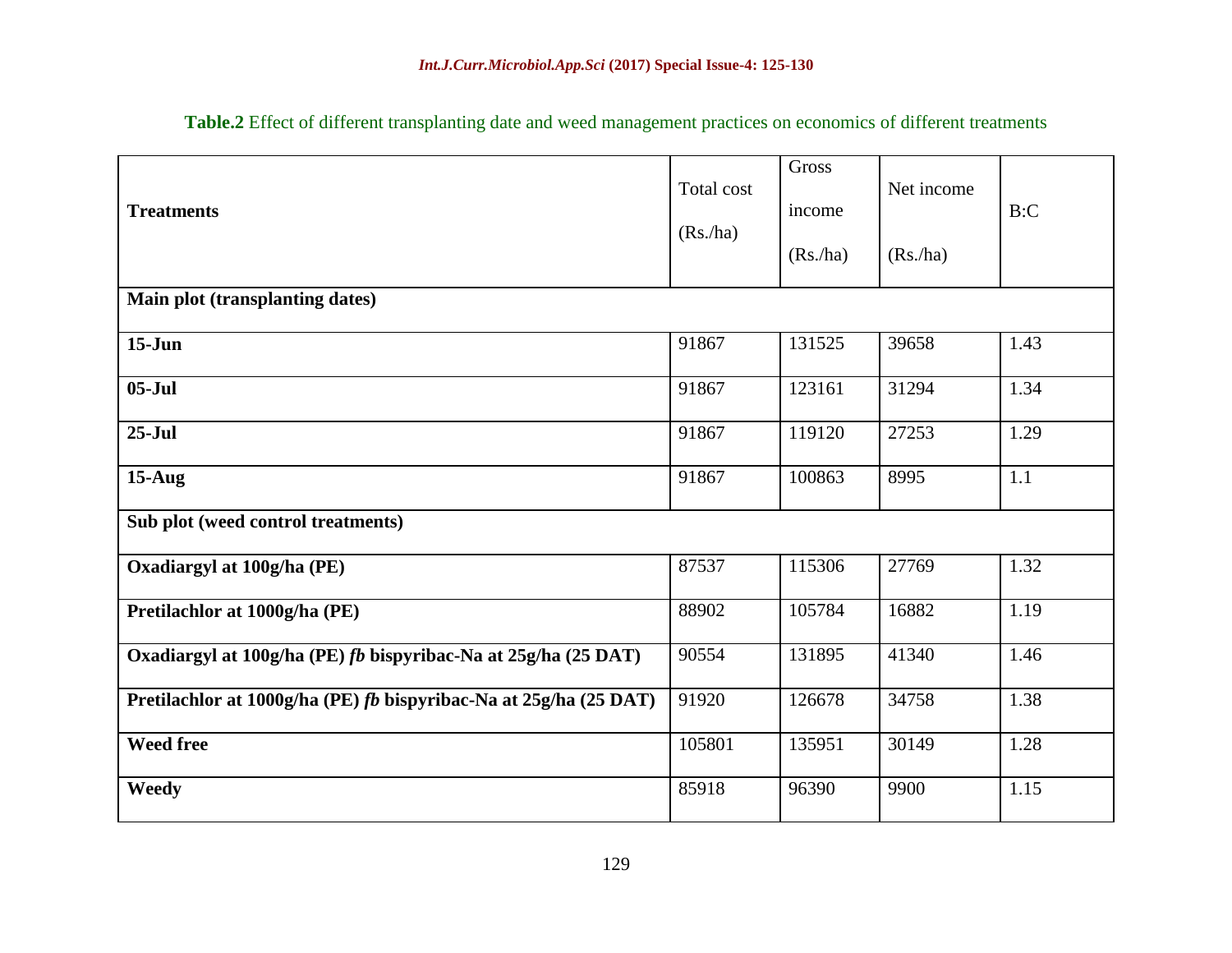**Table.2** Effect of different transplanting date and weed management practices on economics of different treatments

| **Treatments** | Total cost (Rs./ha) | Gross income (Rs./ha) | Net income (Rs./ha) | B:C |
|---|---|---|---|---|
| **Main plot (transplanting dates)** | | | | |
| **15-Jun** | 91867 | 131525 | 39658 | 1.43 |
| **05-Jul** | 91867 | 123161 | 31294 | 1.34 |
| **25-Jul** | 91867 | 119120 | 27253 | 1.29 |
| **15-Aug** | 91867 | 100863 | 8995 | 1.1 |
| **Sub plot (weed control treatments)** | | | | |
| **Oxadiargyl at 100g/ha (PE)** | 87537 | 115306 | 27769 | 1.32 |
| **Pretilachlor at 1000g/ha (PE)** | 88902 | 105784 | 16882 | 1.19 |
| **Oxadiargyl at 100g/ha (PE) *fb* bispyribac-Na at 25g/ha (25 DAT)** | 90554 | 131895 | 41340 | 1.46 |
| **Pretilachlor at 1000g/ha (PE) *fb* bispyribac-Na at 25g/ha (25 DAT)** | 91920 | 126678 | 34758 | 1.38 |
| **Weed free** | 105801 | 135951 | 30149 | 1.28 |
| **Weedy** | 85918 | 96390 | 9900 | 1.15 |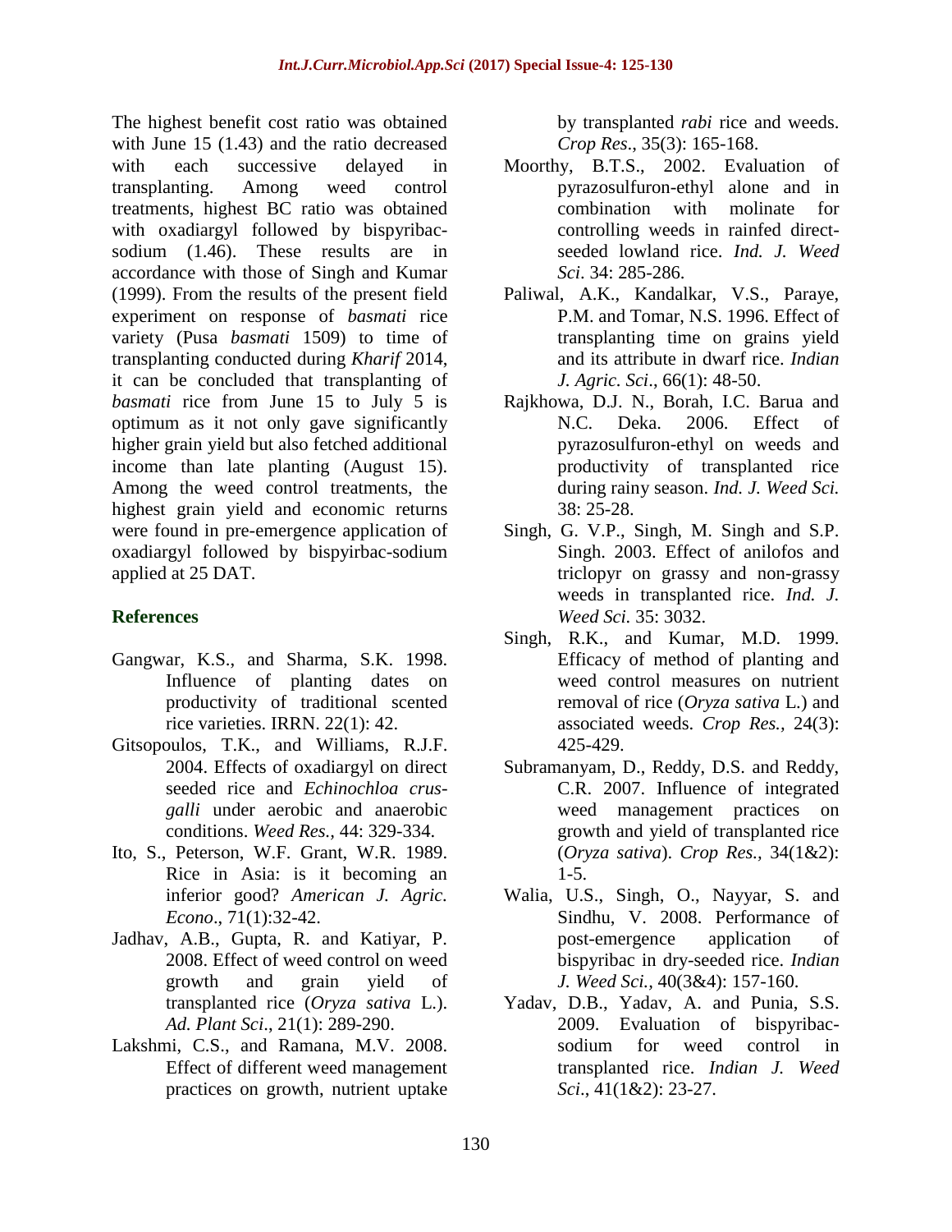The highest benefit cost ratio was obtained with June 15 (1.43) and the ratio decreased with each successive delayed in transplanting. Among weed control treatments, highest BC ratio was obtained with oxadiargyl followed by bispyribac-sodium (1.46). These results are in accordance with those of Singh and Kumar (1999). From the results of the present field experiment on response of *basmati* rice variety (Pusa *basmati* 1509) to time of transplanting conducted during *Kharif* 2014, it can be concluded that transplanting of *basmati* rice from June 15 to July 5 is optimum as it not only gave significantly higher grain yield but also fetched additional income than late planting (August 15). Among the weed control treatments, the highest grain yield and economic returns were found in pre-emergence application of oxadiargyl followed by bispyirbac-sodium applied at 25 DAT.

## References

Gangwar, K.S., and Sharma, S.K. 1998. Influence of planting dates on productivity of traditional scented rice varieties. IRRN. 22(1): 42.

Gitsopoulos, T.K., and Williams, R.J.F. 2004. Effects of oxadiargyl on direct seeded rice and *Echinochloa crus-galli* under aerobic and anaerobic conditions. *Weed Res.,* 44: 329-334.

Ito, S., Peterson, W.F. Grant, W.R. 1989. Rice in Asia: is it becoming an inferior good? *American J. Agric. Econo*., 71(1):32-42.

Jadhav, A.B., Gupta, R. and Katiyar, P. 2008. Effect of weed control on weed growth and grain yield of transplanted rice (*Oryza sativa* L.). *Ad. Plant Sci*., 21(1): 289-290.

Lakshmi, C.S., and Ramana, M.V. 2008. Effect of different weed management practices on growth, nutrient uptake by transplanted *rabi* rice and weeds. *Crop Res*., 35(3): 165-168.

Moorthy, B.T.S., 2002. Evaluation of pyrazosulfuron-ethyl alone and in combination with molinate for controlling weeds in rainfed direct-seeded lowland rice. *Ind. J. Weed Sci*. 34: 285-286.

Paliwal, A.K., Kandalkar, V.S., Paraye, P.M. and Tomar, N.S. 1996. Effect of transplanting time on grains yield and its attribute in dwarf rice. *Indian J. Agric. Sci*., 66(1): 48-50.

Rajkhowa, D.J. N., Borah, I.C. Barua and N.C. Deka. 2006. Effect of pyrazosulfuron-ethyl on weeds and productivity of transplanted rice during rainy season. *Ind. J. Weed Sci.* 38: 25-28.

Singh, G. V.P., Singh, M. Singh and S.P. Singh. 2003. Effect of anilofos and triclopyr on grassy and non-grassy weeds in transplanted rice. *Ind. J. Weed Sci.* 35: 3032.

Singh, R.K., and Kumar, M.D. 1999. Efficacy of method of planting and weed control measures on nutrient removal of rice (*Oryza sativa* L.) and associated weeds. *Crop Res.,* 24(3): 425-429.

Subramanyam, D., Reddy, D.S. and Reddy, C.R. 2007. Influence of integrated weed management practices on growth and yield of transplanted rice (*Oryza sativa*). *Crop Res.,* 34(1&2): 1-5.

Walia, U.S., Singh, O., Nayyar, S. and Sindhu, V. 2008. Performance of post-emergence application of bispyribac in dry-seeded rice. *Indian J. Weed Sci.,* 40(3&4): 157-160.

Yadav, D.B., Yadav, A. and Punia, S.S. 2009. Evaluation of bispyribac-sodium for weed control in transplanted rice. *Indian J. Weed Sci*., 41(1&2): 23-27.